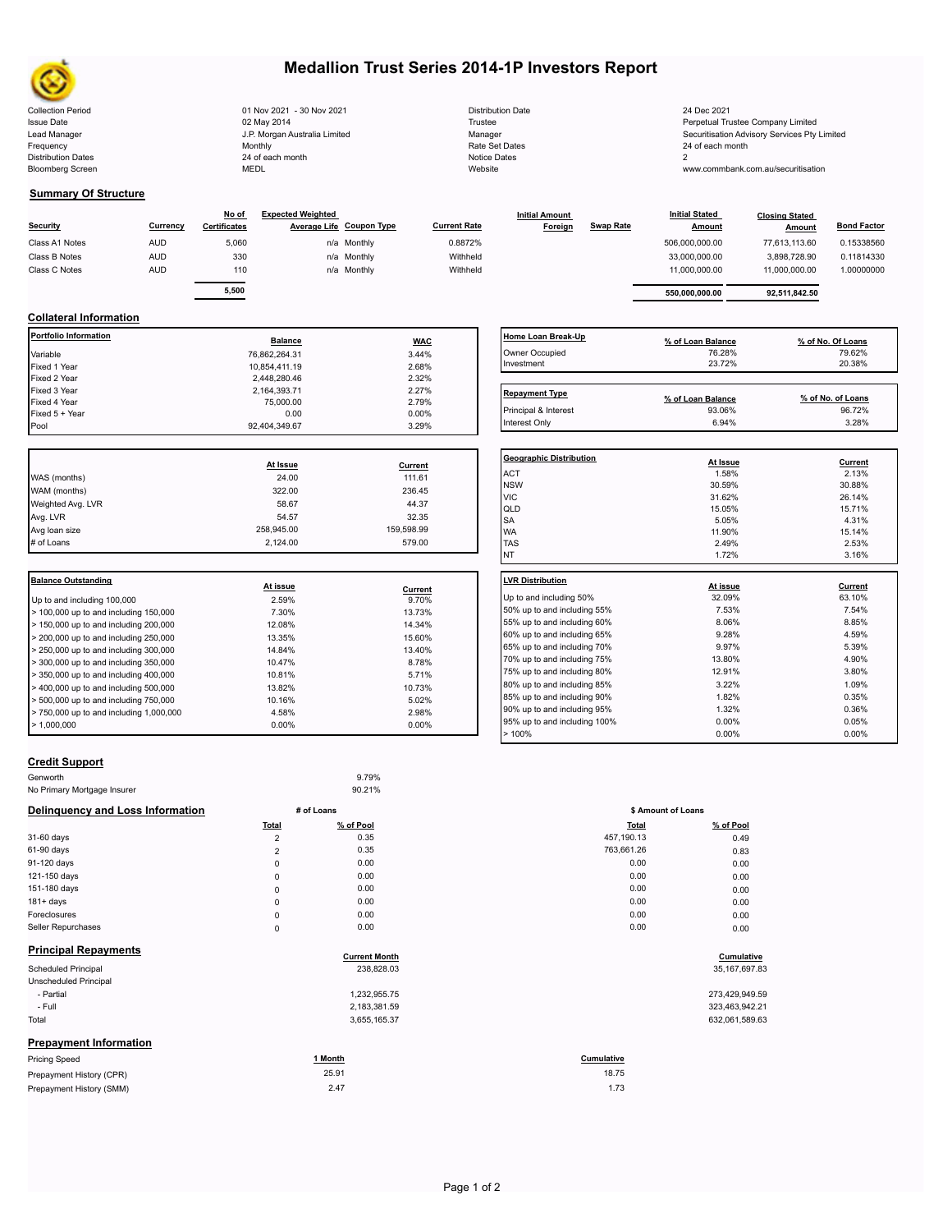# Medallion Trust Series 2014-1P Investors Report

| | | | |
|---|---|---|---|
| Collection Period | 01 Nov 2021 - 30 Nov 2021 | Distribution Date | 24 Dec 2021 |
| Issue Date | 02 May 2014 | Trustee | Perpetual Trustee Company Limited |
| Lead Manager | J.P. Morgan Australia Limited | Manager | Securitisation Advisory Services Pty Limited |
| Frequency | Monthly | Rate Set Dates | 24 of each month |
| Distribution Dates | 24 of each month | Notice Dates | 2 |
| Bloomberg Screen | MEDL | Website | www.commbank.com.au/securitisation |

## Summary Of Structure

| Security | Currency | No of Certificates | Expected Weighted Average Life | Coupon Type | Current Rate | Initial Amount Foreign | Swap Rate | Initial Stated Amount | Closing Stated Amount | Bond Factor |
|---|---|---|---|---|---|---|---|---|---|---|
| Class A1 Notes | AUD | 5,060 | n/a | Monthly | 0.8872% | | | 506,000,000.00 | 77,613,113.60 | 0.15338560 |
| Class B Notes | AUD | 330 | n/a | Monthly | Withheld | | | 33,000,000.00 | 3,898,728.90 | 0.11814330 |
| Class C Notes | AUD | 110 | n/a | Monthly | Withheld | | | 11,000,000.00 | 11,000,000.00 | 1.00000000 |
| | | 5,500 | | | | | | 550,000,000.00 | 92,511,842.50 | |

## Collateral Information

| Portfolio Information | Balance | WAC |
|---|---|---|
| Variable | 76,862,264.31 | 3.44% |
| Fixed 1 Year | 10,854,411.19 | 2.68% |
| Fixed 2 Year | 2,448,280.46 | 2.32% |
| Fixed 3 Year | 2,164,393.71 | 2.27% |
| Fixed 4 Year | 75,000.00 | 2.79% |
| Fixed 5 + Year | 0.00 | 0.00% |
| Pool | 92,404,349.67 | 3.29% |

| Home Loan Break-Up | % of Loan Balance | % of No. Of Loans |
|---|---|---|
| Owner Occupied | 76.28% | 79.62% |
| Investment | 23.72% | 20.38% |

| Repayment Type | % of Loan Balance | % of No. of Loans |
|---|---|---|
| Principal & Interest | 93.06% | 96.72% |
| Interest Only | 6.94% | 3.28% |

| | At Issue | Current |
|---|---|---|
| WAS (months) | 24.00 | 111.61 |
| WAM (months) | 322.00 | 236.45 |
| Weighted Avg. LVR | 58.67 | 44.37 |
| Avg. LVR | 54.57 | 32.35 |
| Avg loan size | 258,945.00 | 159,598.99 |
| # of Loans | 2,124.00 | 579.00 |

| Geographic Distribution | At Issue | Current |
|---|---|---|
| ACT | 1.58% | 2.13% |
| NSW | 30.59% | 30.88% |
| VIC | 31.62% | 26.14% |
| QLD | 15.05% | 15.71% |
| SA | 5.05% | 4.31% |
| WA | 11.90% | 15.14% |
| TAS | 2.49% | 2.53% |
| NT | 1.72% | 3.16% |

| Balance Outstanding | At issue | Current |
|---|---|---|
| Up to and including 100,000 | 2.59% | 9.70% |
| > 100,000 up to and including 150,000 | 7.30% | 13.73% |
| > 150,000 up to and including 200,000 | 12.08% | 14.34% |
| > 200,000 up to and including 250,000 | 13.35% | 15.60% |
| > 250,000 up to and including 300,000 | 14.84% | 13.40% |
| > 300,000 up to and including 350,000 | 10.47% | 8.78% |
| > 350,000 up to and including 400,000 | 10.81% | 5.71% |
| > 400,000 up to and including 500,000 | 13.82% | 10.73% |
| > 500,000 up to and including 750,000 | 10.16% | 5.02% |
| > 750,000 up to and including 1,000,000 | 4.58% | 2.98% |
| > 1,000,000 | 0.00% | 0.00% |

| LVR Distribution | At issue | Current |
|---|---|---|
| Up to and including 50% | 32.09% | 63.10% |
| 50% up to and including 55% | 7.53% | 7.54% |
| 55% up to and including 60% | 8.06% | 8.85% |
| 60% up to and including 65% | 9.28% | 4.59% |
| 65% up to and including 70% | 9.97% | 5.39% |
| 70% up to and including 75% | 13.80% | 4.90% |
| 75% up to and including 80% | 12.91% | 3.80% |
| 80% up to and including 85% | 3.22% | 1.09% |
| 85% up to and including 90% | 1.82% | 0.35% |
| 90% up to and including 95% | 1.32% | 0.36% |
| 95% up to and including 100% | 0.00% | 0.05% |
| > 100% | 0.00% | 0.00% |

## Credit Support

| | |
|---|---|
| Genworth | 9.79% |
| No Primary Mortgage Insurer | 90.21% |

## Delinquency and Loss Information

| | # of Loans | | $ Amount of Loans | |
|---|---|---|---|---|
| | Total | % of Pool | Total | % of Pool |
| 31-60 days | 2 | 0.35 | 457,190.13 | 0.49 |
| 61-90 days | 2 | 0.35 | 763,661.26 | 0.83 |
| 91-120 days | 0 | 0.00 | 0.00 | 0.00 |
| 121-150 days | 0 | 0.00 | 0.00 | 0.00 |
| 151-180 days | 0 | 0.00 | 0.00 | 0.00 |
| 181+ days | 0 | 0.00 | 0.00 | 0.00 |
| Foreclosures | 0 | 0.00 | 0.00 | 0.00 |
| Seller Repurchases | 0 | 0.00 | 0.00 | 0.00 |

## Principal Repayments

| | Current Month | Cumulative |
|---|---|---|
| Scheduled Principal | 238,828.03 | 35,167,697.83 |
| Unscheduled Principal | | |
| - Partial | 1,232,955.75 | 273,429,949.59 |
| - Full | 2,183,381.59 | 323,463,942.21 |
| Total | 3,655,165.37 | 632,061,589.63 |

## Prepayment Information

| Pricing Speed | 1 Month | Cumulative |
|---|---|---|
| Prepayment History (CPR) | 25.91 | 18.75 |
| Prepayment History (SMM) | 2.47 | 1.73 |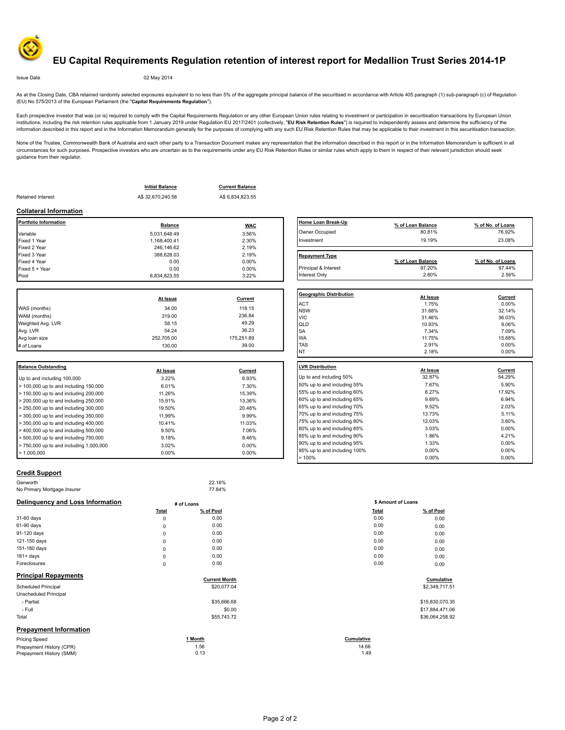# EU Capital Requirements Regulation retention of interest report for Medallion Trust Series 2014-1P

Issue Date 02 May 2014

As at the Closing Date, CBA retained randomly selected exposures equivalent to no less than 5% of the aggregate principal balance of the securitised in accordance with Article 405 paragraph (1) sub-paragraph (c) of Regulation (EU) No 575/2013 of the European Parliament (the "**Capital Requirements Regulation**").

Each prospective investor that was (or is) required to comply with the Capital Requirements Regulation or any other European Union rules relating to investment or participation in securitisation transactions by European Union institutions, including the risk retention rules applicable from 1 January 2019 under Regulation EU 2017/2401 (collectively, "**EU Risk Retention Rules**") is required to independently assess and determine the sufficiency of the information described in this report and in the Information Memorandum generally for the purposes of complying with any such EU Risk Retention Rules that may be applicable to their investment in this securitisation transaction.

None of the Trustee, Commonwealth Bank of Australia and each other party to a Transaction Document makes any representation that the information described in this report or in the Information Memorandum is sufficient in all circumstances for such purposes. Prospective investors who are uncertain as to the requirements under any EU Risk Retention Rules or similar rules which apply to them in respect of their relevant jurisdiction should seek guidance from their regulator.

| | Initial Balance | Current Balance |
|---|---|---|
| Retained Interest | A$ 32,670,240.58 | A$ 6,834,823.55 |

## Collateral Information

| Portfolio Information | Balance | WAC |
|---|---|---|
| Variable | 5,031,648.49 | 3.56% |
| Fixed 1 Year | 1,168,400.41 | 2.30% |
| Fixed 2 Year | 246,146.62 | 2.19% |
| Fixed 3 Year | 388,628.03 | 2.19% |
| Fixed 4 Year | 0.00 | 0.00% |
| Fixed 5 + Year | 0.00 | 0.00% |
| Pool | 6,834,823.55 | 3.22% |

| Home Loan Break-Up | % of Loan Balance | % of No. of Loans |
|---|---|---|
| Owner Occupied | 80.81% | 76.92% |
| Investment | 19.19% | 23.08% |

| Repayment Type | % of Loan Balance | % of No. of Loans |
|---|---|---|
| Principal & Interest | 97.20% | 97.44% |
| Interest Only | 2.80% | 2.56% |

| | At Issue | Current |
|---|---|---|
| WAS (months) | 34.00 | 118.15 |
| WAM (months) | 319.00 | 236.84 |
| Weighted Avg. LVR | 58.15 | 49.29 |
| Avg. LVR | 54.24 | 36.23 |
| Avg loan size | 252,705.00 | 175,251.89 |
| # of Loans | 130.00 | 39.00 |

| Geographic Distribution | At Issue | Current |
|---|---|---|
| ACT | 1.75% | 0.00% |
| NSW | 31.68% | 32.14% |
| VIC | 31.46% | 36.03% |
| QLD | 10.93% | 9.06% |
| SA | 7.34% | 7.09% |
| WA | 11.75% | 15.68% |
| TAS | 2.91% | 0.00% |
| NT | 2.18% | 0.00% |

| Balance Outstanding | At Issue | Current |
|---|---|---|
| Up to and including 100,000 | 3.22% | 6.93% |
| > 100,000 up to and including 150,000 | 6.01% | 7.30% |
| > 150,000 up to and including 200,000 | 11.26% | 15.39% |
| > 200,000 up to and including 250,000 | 15.91% | 13.36% |
| > 250,000 up to and including 300,000 | 19.50% | 20.48% |
| > 300,000 up to and including 350,000 | 11.99% | 9.99% |
| > 350,000 up to and including 400,000 | 10.41% | 11.03% |
| > 400,000 up to and including 500,000 | 9.50% | 7.06% |
| > 500,000 up to and including 750,000 | 9.18% | 8.46% |
| > 750,000 up to and including 1,000,000 | 3.02% | 0.00% |
| > 1,000,000 | 0.00% | 0.00% |

| LVR Distribution | At Issue | Current |
|---|---|---|
| Up to and including 50% | 32.87% | 54.29% |
| 50% up to and including 55% | 7.67% | 5.90% |
| 55% up to and including 60% | 8.27% | 17.92% |
| 60% up to and including 65% | 9.69% | 6.94% |
| 65% up to and including 70% | 9.52% | 2.03% |
| 70% up to and including 75% | 13.73% | 5.11% |
| 75% up to and including 80% | 12.03% | 3.60% |
| 80% up to and including 85% | 3.03% | 0.00% |
| 85% up to and including 90% | 1.86% | 4.21% |
| 90% up to and including 95% | 1.33% | 0.00% |
| 95% up to and including 100% | 0.00% | 0.00% |
| > 100% | 0.00% | 0.00% |

## Credit Support

| | |
|---|---|
| Genworth | 22.16% |
| No Primary Mortgage Insurer | 77.84% |

## Delinquency and Loss Information

| | # of Loans | | $ Amount of Loans | |
|---|---|---|---|---|
| | Total | % of Pool | Total | % of Pool |
| 31-60 days | 0 | 0.00 | 0.00 | 0.00 |
| 61-90 days | 0 | 0.00 | 0.00 | 0.00 |
| 91-120 days | 0 | 0.00 | 0.00 | 0.00 |
| 121-150 days | 0 | 0.00 | 0.00 | 0.00 |
| 151-180 days | 0 | 0.00 | 0.00 | 0.00 |
| 181+ days | 0 | 0.00 | 0.00 | 0.00 |
| Foreclosures | 0 | 0.00 | 0.00 | 0.00 |

## Principal Repayments

| | Current Month | Cumulative |
|---|---|---|
| Scheduled Principal | $20,077.04 | $2,349,717.51 |
| Unscheduled Principal | | |
| - Partial | $35,666.68 | $15,830,070.35 |
| - Full | $0.00 | $17,884,471.06 |
| Total | $55,743.72 | $36,064,258.92 |

## Prepayment Information

| Pricing Speed | 1 Month | Cumulative |
|---|---|---|
| Prepayment History (CPR) | 1.56 | 14.66 |
| Prepayment History (SMM) | 0.13 | 1.49 |